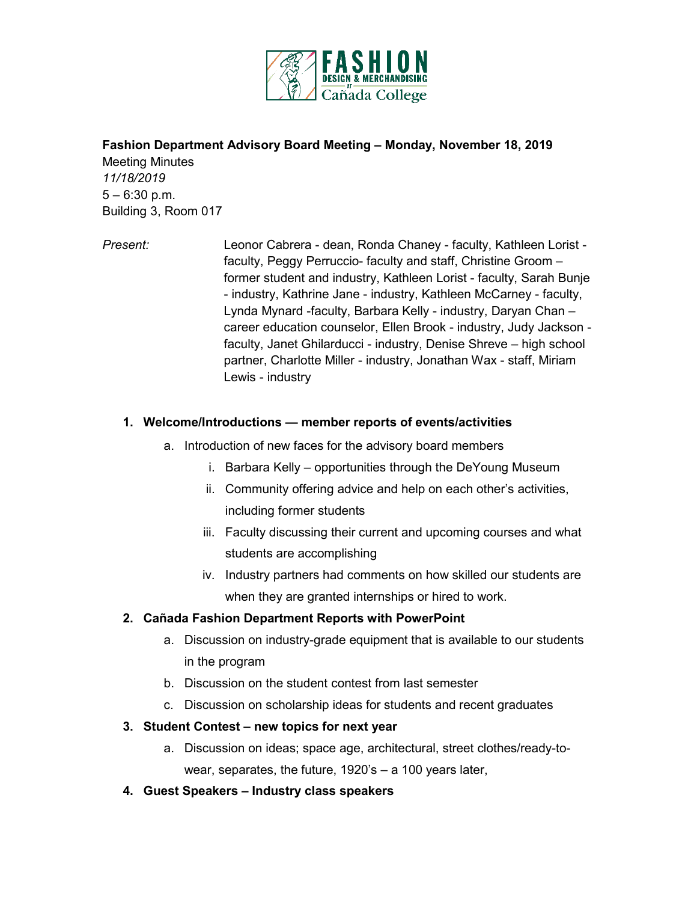**Fashion Department Advisory Board Meeting – Monday, November 18, 2019**

Meeting Minutes
*11/18/2019*
5 – 6:30 p.m.
Building 3, Room 017

*Present:* Leonor Cabrera - dean, Ronda Chaney - faculty, Kathleen Lorist - faculty, Peggy Perruccio- faculty and staff, Christine Groom – former student and industry, Kathleen Lorist - faculty, Sarah Bunje - industry, Kathrine Jane - industry, Kathleen McCarney - faculty, Lynda Mynard -faculty, Barbara Kelly - industry, Daryan Chan – career education counselor, Ellen Brook - industry, Judy Jackson - faculty, Janet Ghilarducci - industry, Denise Shreve – high school partner, Charlotte Miller - industry, Jonathan Wax - staff, Miriam Lewis - industry

1. **Welcome/Introductions — member reports of events/activities**
   a. Introduction of new faces for the advisory board members
      i. Barbara Kelly – opportunities through the DeYoung Museum
      ii. Community offering advice and help on each other's activities, including former students
      iii. Faculty discussing their current and upcoming courses and what students are accomplishing
      iv. Industry partners had comments on how skilled our students are when they are granted internships or hired to work.
2. **Cañada Fashion Department Reports with PowerPoint**
   a. Discussion on industry-grade equipment that is available to our students in the program
   b. Discussion on the student contest from last semester
   c. Discussion on scholarship ideas for students and recent graduates
3. **Student Contest – new topics for next year**
   a. Discussion on ideas; space age, architectural, street clothes/ready-to-wear, separates, the future, 1920's – a 100 years later,
4. **Guest Speakers – Industry class speakers**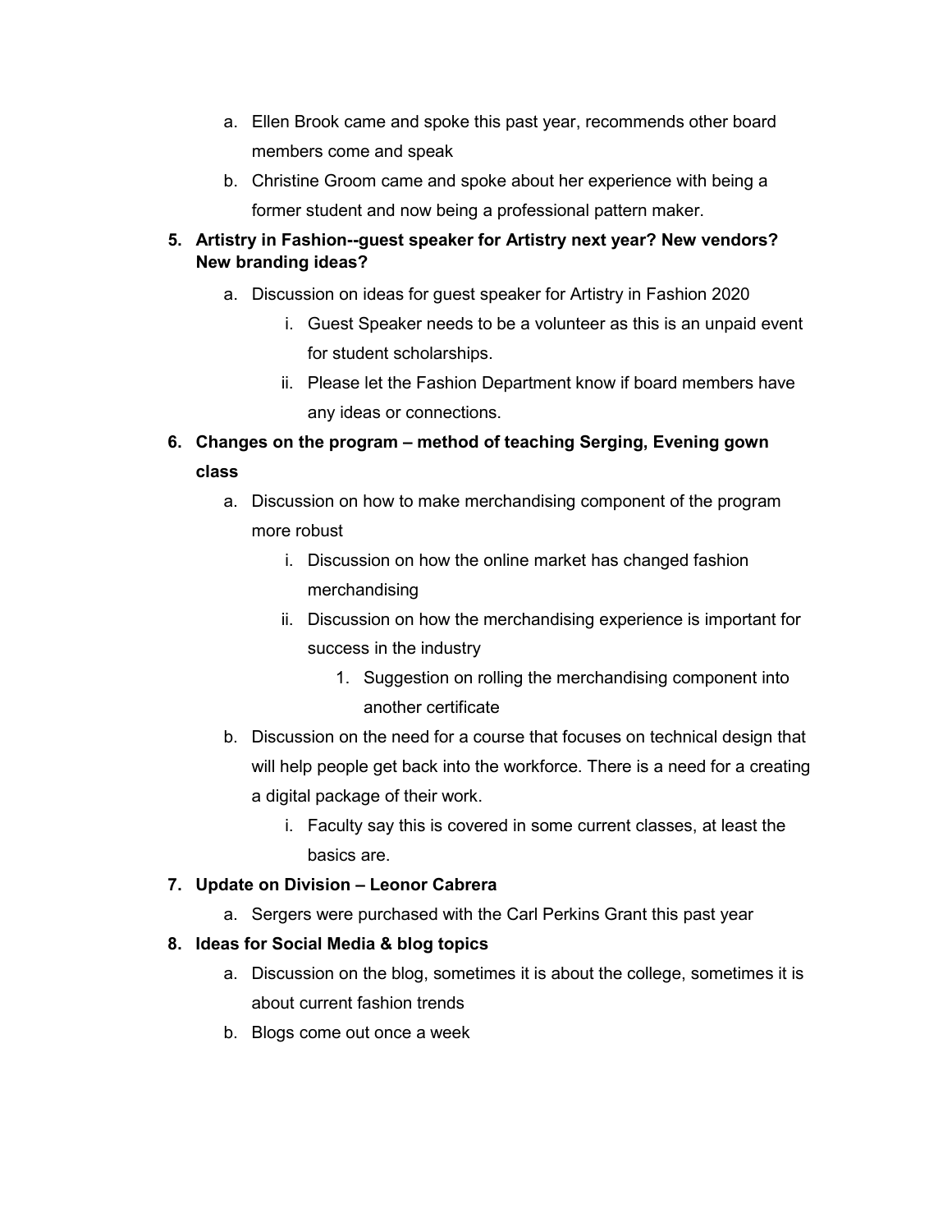a. Ellen Brook came and spoke this past year, recommends other board members come and speak
   b. Christine Groom came and spoke about her experience with being a former student and now being a professional pattern maker.

5. **Artistry in Fashion--guest speaker for Artistry next year? New vendors? New branding ideas?**
   a. Discussion on ideas for guest speaker for Artistry in Fashion 2020
      i. Guest Speaker needs to be a volunteer as this is an unpaid event for student scholarships.
      ii. Please let the Fashion Department know if board members have any ideas or connections.

6. **Changes on the program – method of teaching Serging, Evening gown class**
   a. Discussion on how to make merchandising component of the program more robust
      i. Discussion on how the online market has changed fashion merchandising
      ii. Discussion on how the merchandising experience is important for success in the industry
         1. Suggestion on rolling the merchandising component into another certificate
   b. Discussion on the need for a course that focuses on technical design that will help people get back into the workforce. There is a need for a creating a digital package of their work.
      i. Faculty say this is covered in some current classes, at least the basics are.

7. **Update on Division – Leonor Cabrera**
   a. Sergers were purchased with the Carl Perkins Grant this past year

8. **Ideas for Social Media & blog topics**
   a. Discussion on the blog, sometimes it is about the college, sometimes it is about current fashion trends
   b. Blogs come out once a week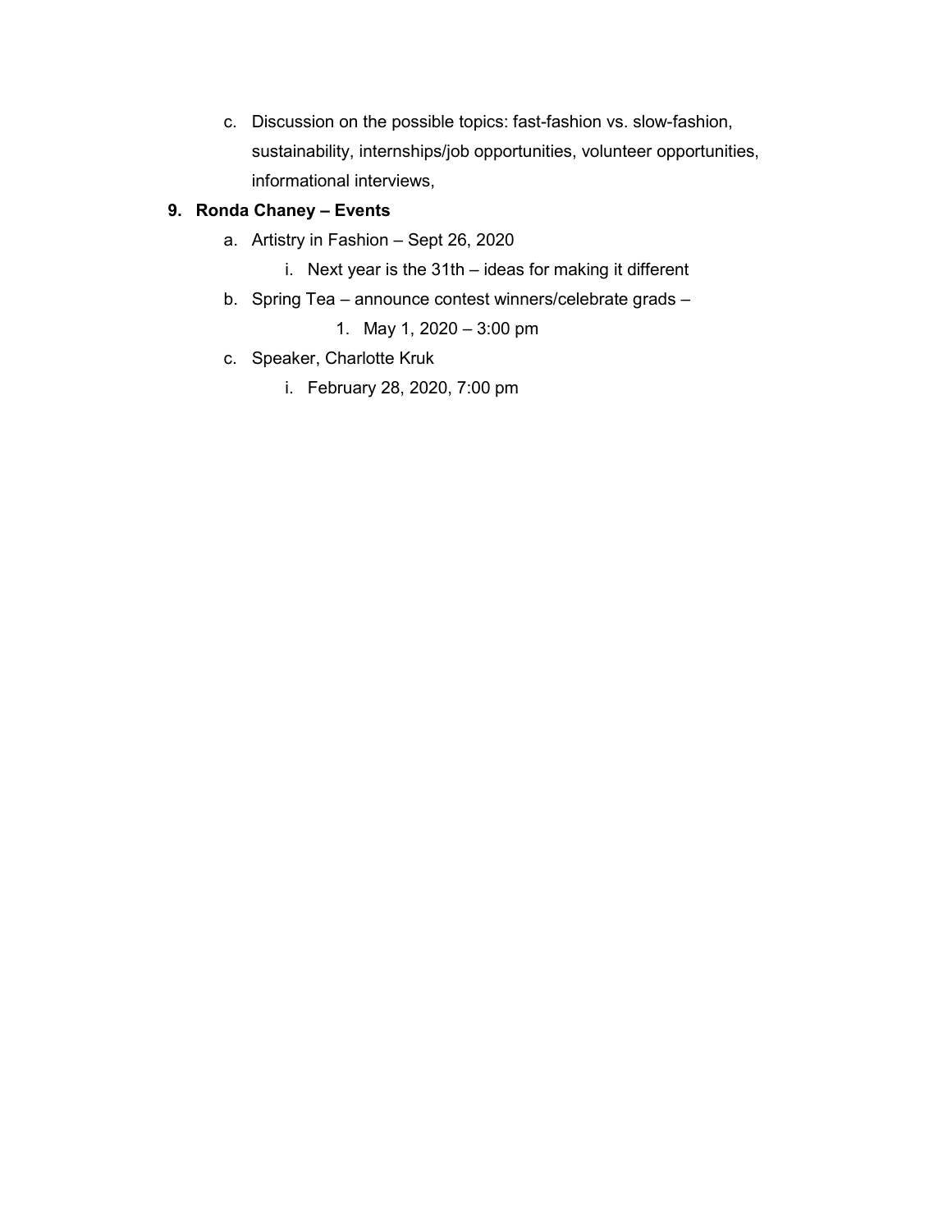c. Discussion on the possible topics: fast-fashion vs. slow-fashion, sustainability, internships/job opportunities, volunteer opportunities, informational interviews,

9. **Ronda Chaney – Events**
   a. Artistry in Fashion – Sept 26, 2020
      i. Next year is the 31th – ideas for making it different
   b. Spring Tea – announce contest winners/celebrate grads –
      1. May 1, 2020 – 3:00 pm
   c. Speaker, Charlotte Kruk
      i. February 28, 2020, 7:00 pm